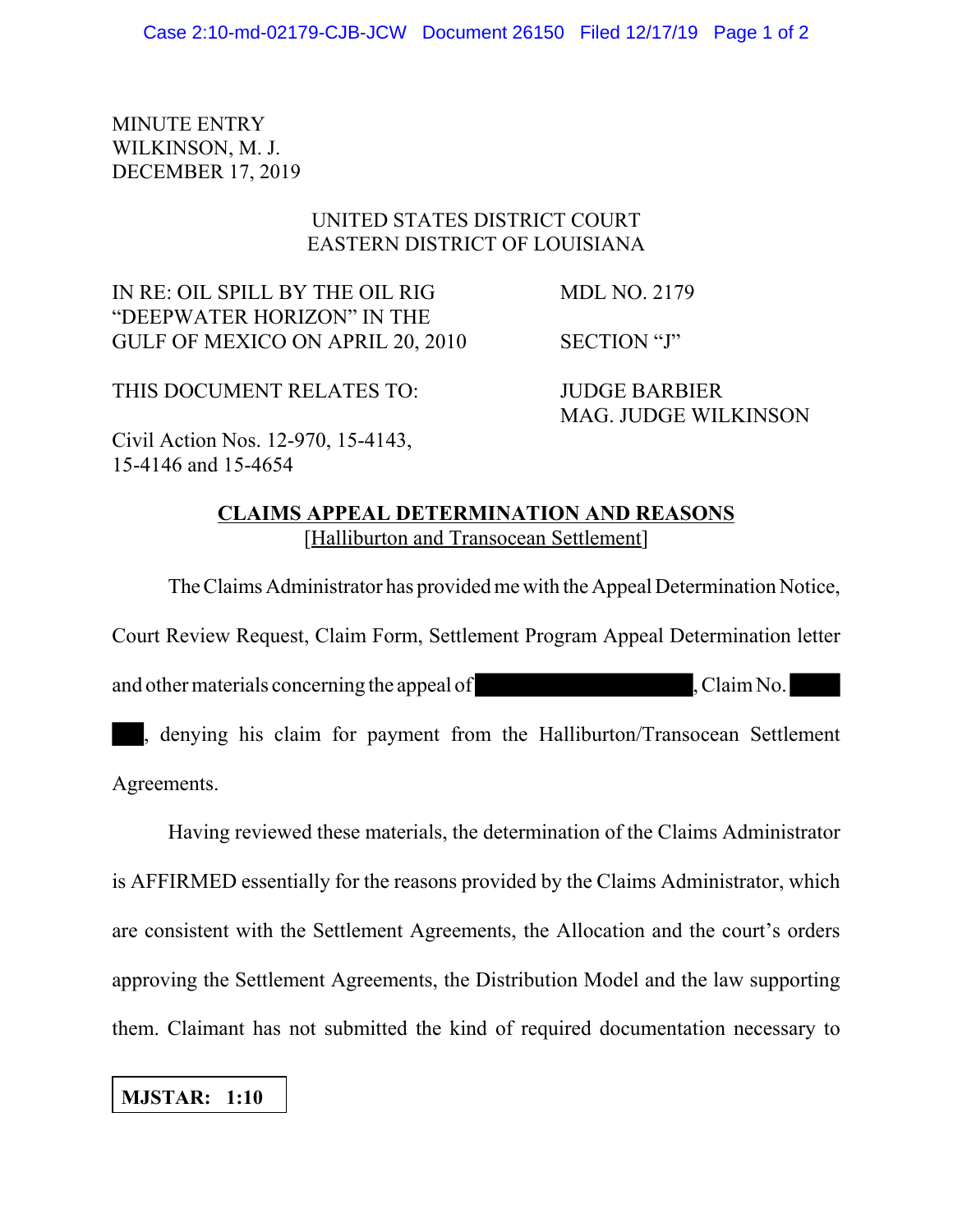MINUTE ENTRY
WILKINSON, M. J.
DECEMBER 17, 2019

UNITED STATES DISTRICT COURT
EASTERN DISTRICT OF LOUISIANA

| | |
|---|---|
| IN RE: OIL SPILL BY THE OIL RIG "DEEPWATER HORIZON" IN THE GULF OF MEXICO ON APRIL 20, 2010 | MDL NO. 2179<br><br>SECTION "J" |
| THIS DOCUMENT RELATES TO:<br><br>Civil Action Nos. 12-970, 15-4143, 15-4146 and 15-4654 | JUDGE BARBIER<br>MAG. JUDGE WILKINSON |

**CLAIMS APPEAL DETERMINATION AND REASONS**
[Halliburton and Transocean Settlement]

The Claims Administrator has provided me with the Appeal Determination Notice, Court Review Request, Claim Form, Settlement Program Appeal Determination letter and other materials concerning the appeal of [REDACTED], Claim No. [REDACTED], denying his claim for payment from the Halliburton/Transocean Settlement Agreements.

Having reviewed these materials, the determination of the Claims Administrator is AFFIRMED essentially for the reasons provided by the Claims Administrator, which are consistent with the Settlement Agreements, the Allocation and the court's orders approving the Settlement Agreements, the Distribution Model and the law supporting them. Claimant has not submitted the kind of required documentation necessary to

**MJSTAR: 1:10**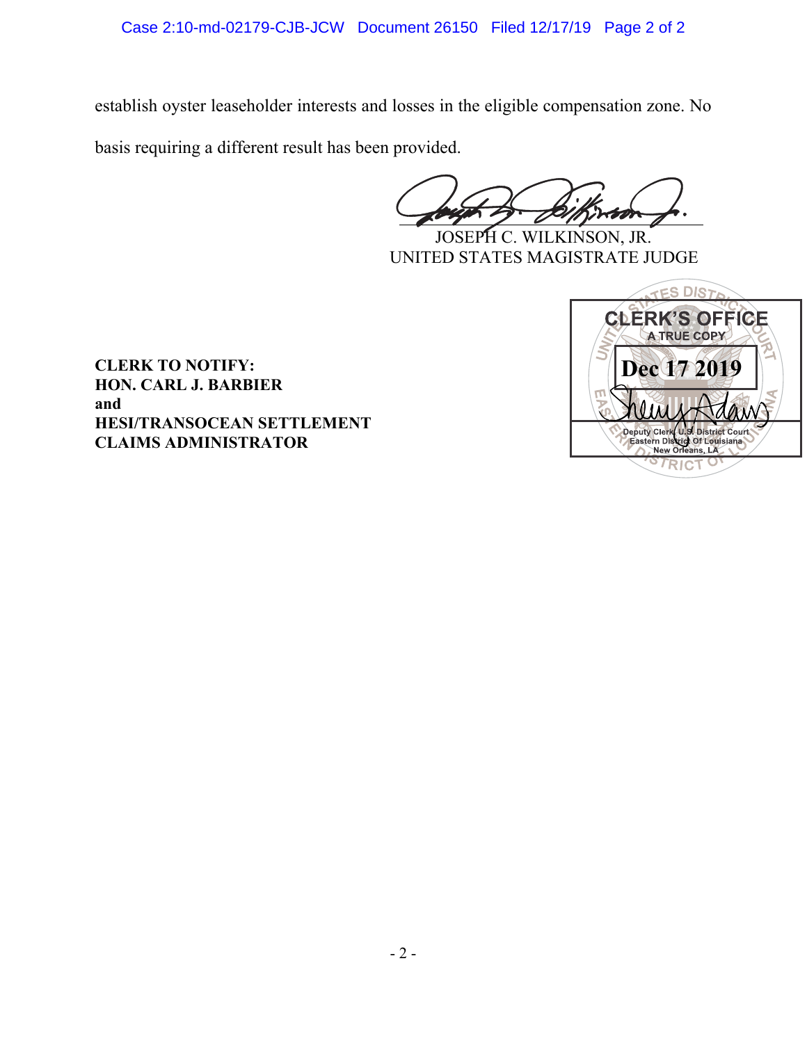establish oyster leaseholder interests and losses in the eligible compensation zone. No basis requiring a different result has been provided.

JOSEPH C. WILKINSON, JR.
UNITED STATES MAGISTRATE JUDGE

**CLERK TO NOTIFY:**
**HON. CARL J. BARBIER**
**and**
**HESI/TRANSOCEAN SETTLEMENT CLAIMS ADMINISTRATOR**

CLERK'S OFFICE
A TRUE COPY
Dec 17 2019
Deputy Clerk, U.S. District Court
Eastern District Of Louisiana
New Orleans, LA